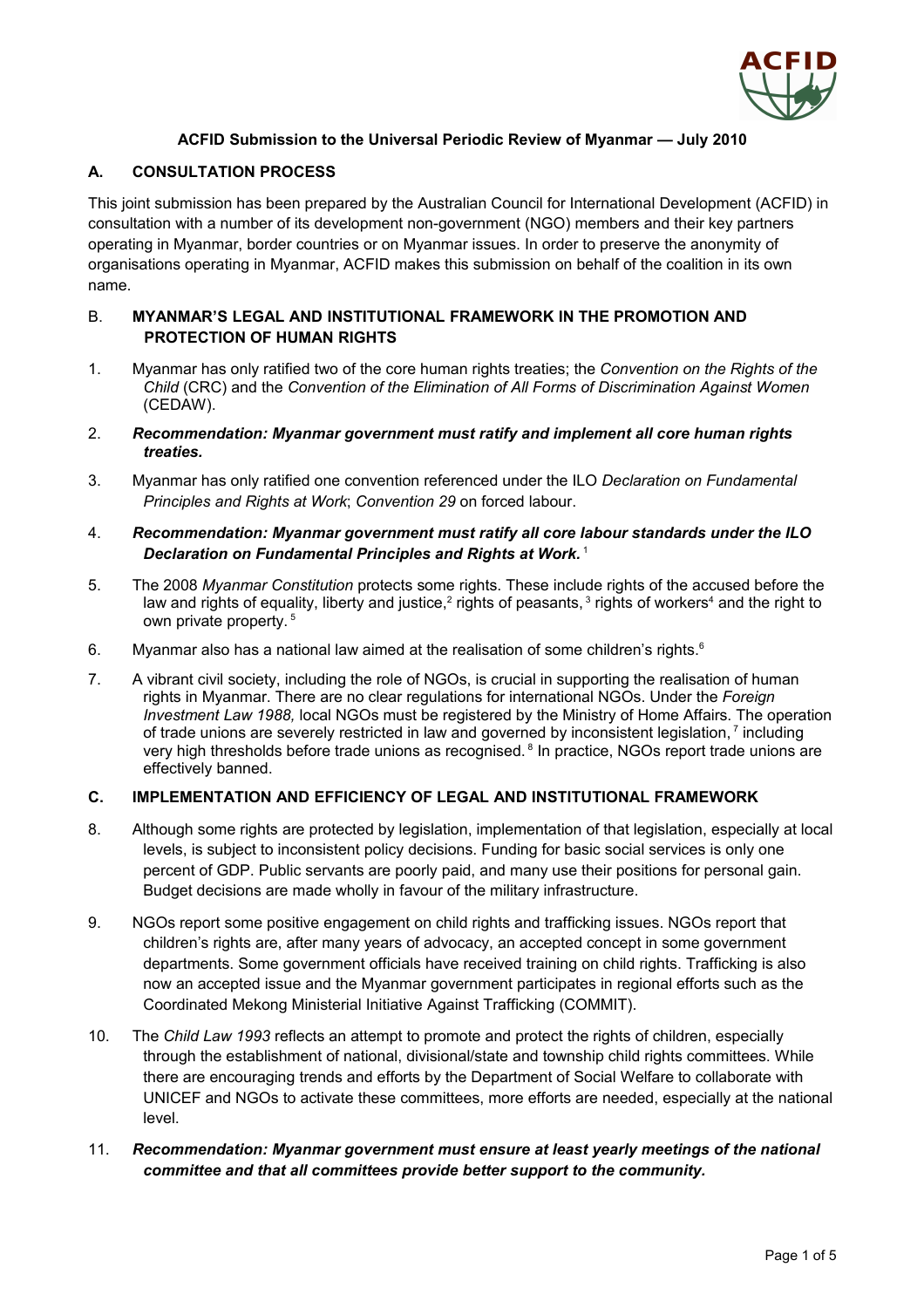**ACFID Submission to the Universal Periodic Review of Myanmar — July 2010**

## A. CONSULTATION PROCESS

This joint submission has been prepared by the Australian Council for International Development (ACFID) in consultation with a number of its development non-government (NGO) members and their key partners operating in Myanmar, border countries or on Myanmar issues. In order to preserve the anonymity of organisations operating in Myanmar, ACFID makes this submission on behalf of the coalition in its own name.

## B. MYANMAR'S LEGAL AND INSTITUTIONAL FRAMEWORK IN THE PROMOTION AND PROTECTION OF HUMAN RIGHTS

1. Myanmar has only ratified two of the core human rights treaties; the *Convention on the Rights of the Child* (CRC) and the *Convention of the Elimination of All Forms of Discrimination Against Women* (CEDAW).

2. ***Recommendation: Myanmar government must ratify and implement all core human rights treaties.***

3. Myanmar has only ratified one convention referenced under the ILO *Declaration on Fundamental Principles and Rights at Work*; *Convention 29* on forced labour.

4. ***Recommendation: Myanmar government must ratify all core labour standards under the ILO Declaration on Fundamental Principles and Rights at Work.*** [1]

5. The 2008 *Myanmar Constitution* protects some rights. These include rights of the accused before the law and rights of equality, liberty and justice,[2] rights of peasants, [3] rights of workers[4] and the right to own private property. [5]

6. Myanmar also has a national law aimed at the realisation of some children's rights.[6]

7. A vibrant civil society, including the role of NGOs, is crucial in supporting the realisation of human rights in Myanmar. There are no clear regulations for international NGOs. Under the *Foreign Investment Law 1988,* local NGOs must be registered by the Ministry of Home Affairs. The operation of trade unions are severely restricted in law and governed by inconsistent legislation, [7] including very high thresholds before trade unions as recognised. [8] In practice, NGOs report trade unions are effectively banned.

## C. IMPLEMENTATION AND EFFICIENCY OF LEGAL AND INSTITUTIONAL FRAMEWORK

8. Although some rights are protected by legislation, implementation of that legislation, especially at local levels, is subject to inconsistent policy decisions. Funding for basic social services is only one percent of GDP. Public servants are poorly paid, and many use their positions for personal gain. Budget decisions are made wholly in favour of the military infrastructure.

9. NGOs report some positive engagement on child rights and trafficking issues. NGOs report that children's rights are, after many years of advocacy, an accepted concept in some government departments. Some government officials have received training on child rights. Trafficking is also now an accepted issue and the Myanmar government participates in regional efforts such as the Coordinated Mekong Ministerial Initiative Against Trafficking (COMMIT).

10. The *Child Law 1993* reflects an attempt to promote and protect the rights of children, especially through the establishment of national, divisional/state and township child rights committees. While there are encouraging trends and efforts by the Department of Social Welfare to collaborate with UNICEF and NGOs to activate these committees, more efforts are needed, especially at the national level.

11. ***Recommendation: Myanmar government must ensure at least yearly meetings of the national committee and that all committees provide better support to the community.***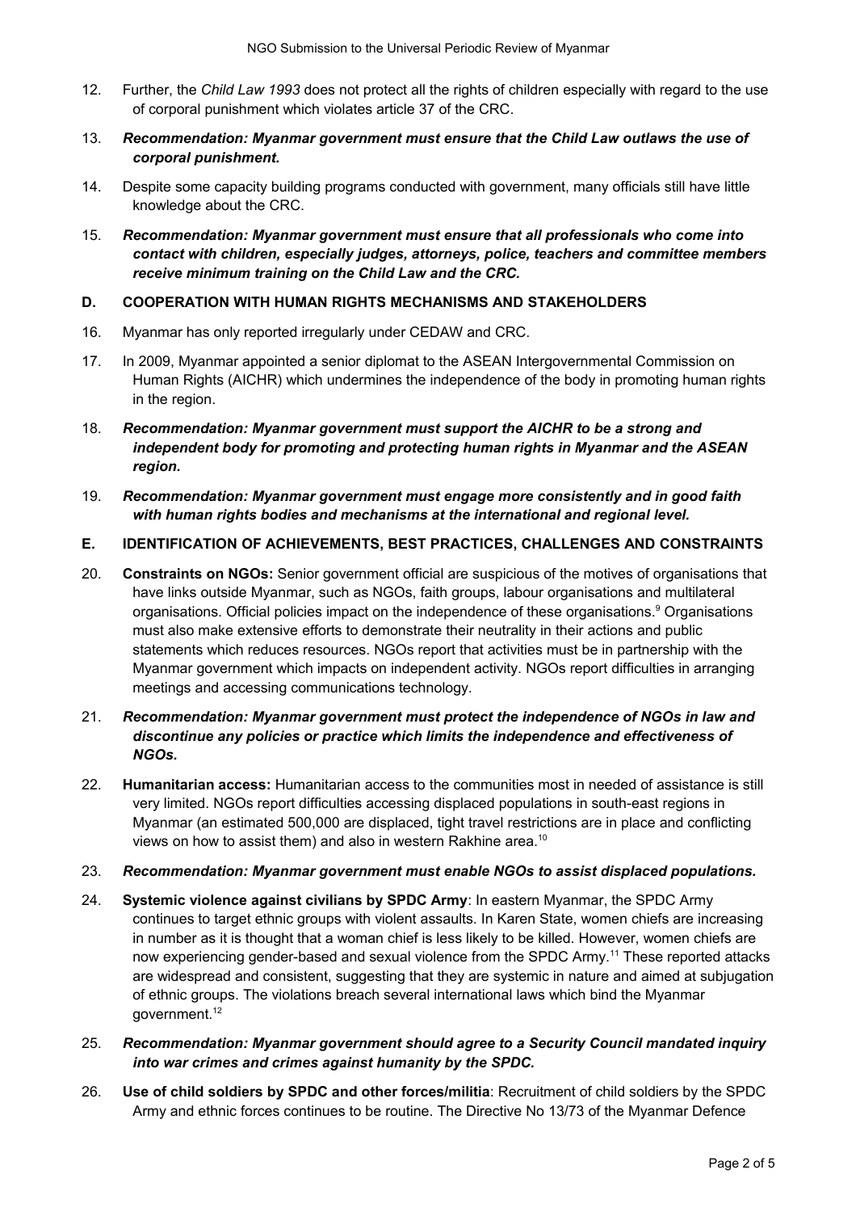12. Further, the *Child Law 1993* does not protect all the rights of children especially with regard to the use of corporal punishment which violates article 37 of the CRC.

13. ***Recommendation: Myanmar government must ensure that the Child Law outlaws the use of corporal punishment.***

14. Despite some capacity building programs conducted with government, many officials still have little knowledge about the CRC.

15. ***Recommendation: Myanmar government must ensure that all professionals who come into contact with children, especially judges, attorneys, police, teachers and committee members receive minimum training on the Child Law and the CRC.***

## D. COOPERATION WITH HUMAN RIGHTS MECHANISMS AND STAKEHOLDERS

16. Myanmar has only reported irregularly under CEDAW and CRC.

17. In 2009, Myanmar appointed a senior diplomat to the ASEAN Intergovernmental Commission on Human Rights (AICHR) which undermines the independence of the body in promoting human rights in the region.

18. ***Recommendation: Myanmar government must support the AICHR to be a strong and independent body for promoting and protecting human rights in Myanmar and the ASEAN region.***

19. ***Recommendation: Myanmar government must engage more consistently and in good faith with human rights bodies and mechanisms at the international and regional level.***

## E. IDENTIFICATION OF ACHIEVEMENTS, BEST PRACTICES, CHALLENGES AND CONSTRAINTS

20. **Constraints on NGOs:** Senior government official are suspicious of the motives of organisations that have links outside Myanmar, such as NGOs, faith groups, labour organisations and multilateral organisations. Official policies impact on the independence of these organisations.[9] Organisations must also make extensive efforts to demonstrate their neutrality in their actions and public statements which reduces resources. NGOs report that activities must be in partnership with the Myanmar government which impacts on independent activity. NGOs report difficulties in arranging meetings and accessing communications technology.

21. ***Recommendation: Myanmar government must protect the independence of NGOs in law and discontinue any policies or practice which limits the independence and effectiveness of NGOs.***

22. **Humanitarian access:** Humanitarian access to the communities most in needed of assistance is still very limited. NGOs report difficulties accessing displaced populations in south-east regions in Myanmar (an estimated 500,000 are displaced, tight travel restrictions are in place and conflicting views on how to assist them) and also in western Rakhine area.[10]

23. ***Recommendation: Myanmar government must enable NGOs to assist displaced populations.***

24. **Systemic violence against civilians by SPDC Army**: In eastern Myanmar, the SPDC Army continues to target ethnic groups with violent assaults. In Karen State, women chiefs are increasing in number as it is thought that a woman chief is less likely to be killed. However, women chiefs are now experiencing gender-based and sexual violence from the SPDC Army.[11] These reported attacks are widespread and consistent, suggesting that they are systemic in nature and aimed at subjugation of ethnic groups. The violations breach several international laws which bind the Myanmar government.[12]

25. ***Recommendation: Myanmar government should agree to a Security Council mandated inquiry into war crimes and crimes against humanity by the SPDC.***

26. **Use of child soldiers by SPDC and other forces/militia**: Recruitment of child soldiers by the SPDC Army and ethnic forces continues to be routine. The Directive No 13/73 of the Myanmar Defence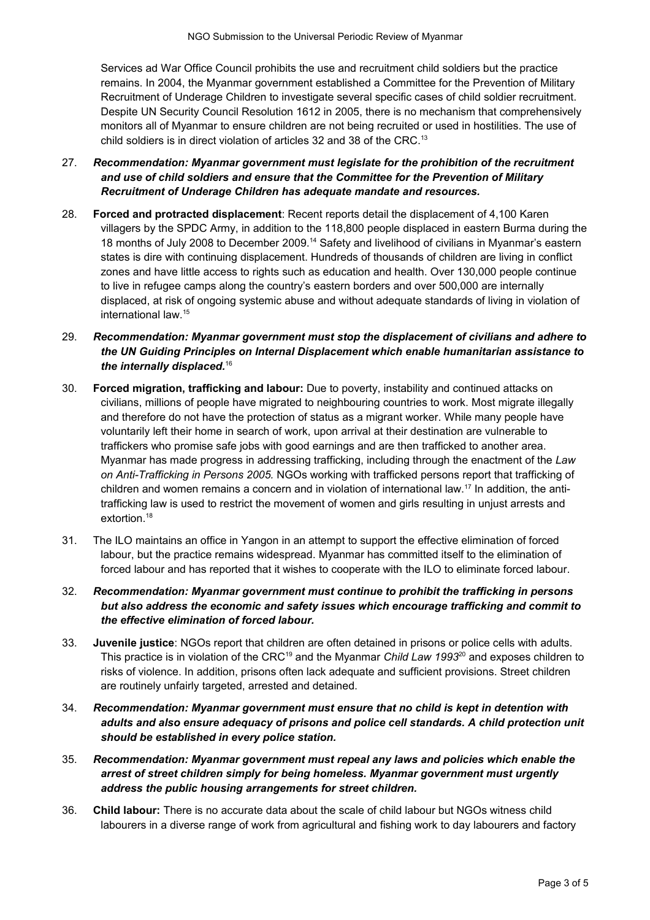Services ad War Office Council prohibits the use and recruitment child soldiers but the practice remains. In 2004, the Myanmar government established a Committee for the Prevention of Military Recruitment of Underage Children to investigate several specific cases of child soldier recruitment. Despite UN Security Council Resolution 1612 in 2005, there is no mechanism that comprehensively monitors all of Myanmar to ensure children are not being recruited or used in hostilities. The use of child soldiers is in direct violation of articles 32 and 38 of the CRC.[13]

27. ***Recommendation: Myanmar government must legislate for the prohibition of the recruitment and use of child soldiers and ensure that the Committee for the Prevention of Military Recruitment of Underage Children has adequate mandate and resources.***

28. **Forced and protracted displacement**: Recent reports detail the displacement of 4,100 Karen villagers by the SPDC Army, in addition to the 118,800 people displaced in eastern Burma during the 18 months of July 2008 to December 2009.[14] Safety and livelihood of civilians in Myanmar's eastern states is dire with continuing displacement. Hundreds of thousands of children are living in conflict zones and have little access to rights such as education and health. Over 130,000 people continue to live in refugee camps along the country's eastern borders and over 500,000 are internally displaced, at risk of ongoing systemic abuse and without adequate standards of living in violation of international law.[15]

29. ***Recommendation: Myanmar government must stop the displacement of civilians and adhere to the UN Guiding Principles on Internal Displacement which enable humanitarian assistance to the internally displaced.***[16]

30. **Forced migration, trafficking and labour:** Due to poverty, instability and continued attacks on civilians, millions of people have migrated to neighbouring countries to work. Most migrate illegally and therefore do not have the protection of status as a migrant worker. While many people have voluntarily left their home in search of work, upon arrival at their destination are vulnerable to traffickers who promise safe jobs with good earnings and are then trafficked to another area. Myanmar has made progress in addressing trafficking, including through the enactment of the *Law on Anti-Trafficking in Persons 2005.* NGOs working with trafficked persons report that trafficking of children and women remains a concern and in violation of international law.[17] In addition, the anti-trafficking law is used to restrict the movement of women and girls resulting in unjust arrests and extortion.[18]

31. The ILO maintains an office in Yangon in an attempt to support the effective elimination of forced labour, but the practice remains widespread. Myanmar has committed itself to the elimination of forced labour and has reported that it wishes to cooperate with the ILO to eliminate forced labour.

32. ***Recommendation: Myanmar government must continue to prohibit the trafficking in persons but also address the economic and safety issues which encourage trafficking and commit to the effective elimination of forced labour.***

33. **Juvenile justice**: NGOs report that children are often detained in prisons or police cells with adults. This practice is in violation of the CRC[19] and the Myanmar *Child Law 1993*[20] and exposes children to risks of violence. In addition, prisons often lack adequate and sufficient provisions. Street children are routinely unfairly targeted, arrested and detained.

34. ***Recommendation: Myanmar government must ensure that no child is kept in detention with adults and also ensure adequacy of prisons and police cell standards. A child protection unit should be established in every police station.***

35. ***Recommendation: Myanmar government must repeal any laws and policies which enable the arrest of street children simply for being homeless. Myanmar government must urgently address the public housing arrangements for street children.***

36. **Child labour:** There is no accurate data about the scale of child labour but NGOs witness child labourers in a diverse range of work from agricultural and fishing work to day labourers and factory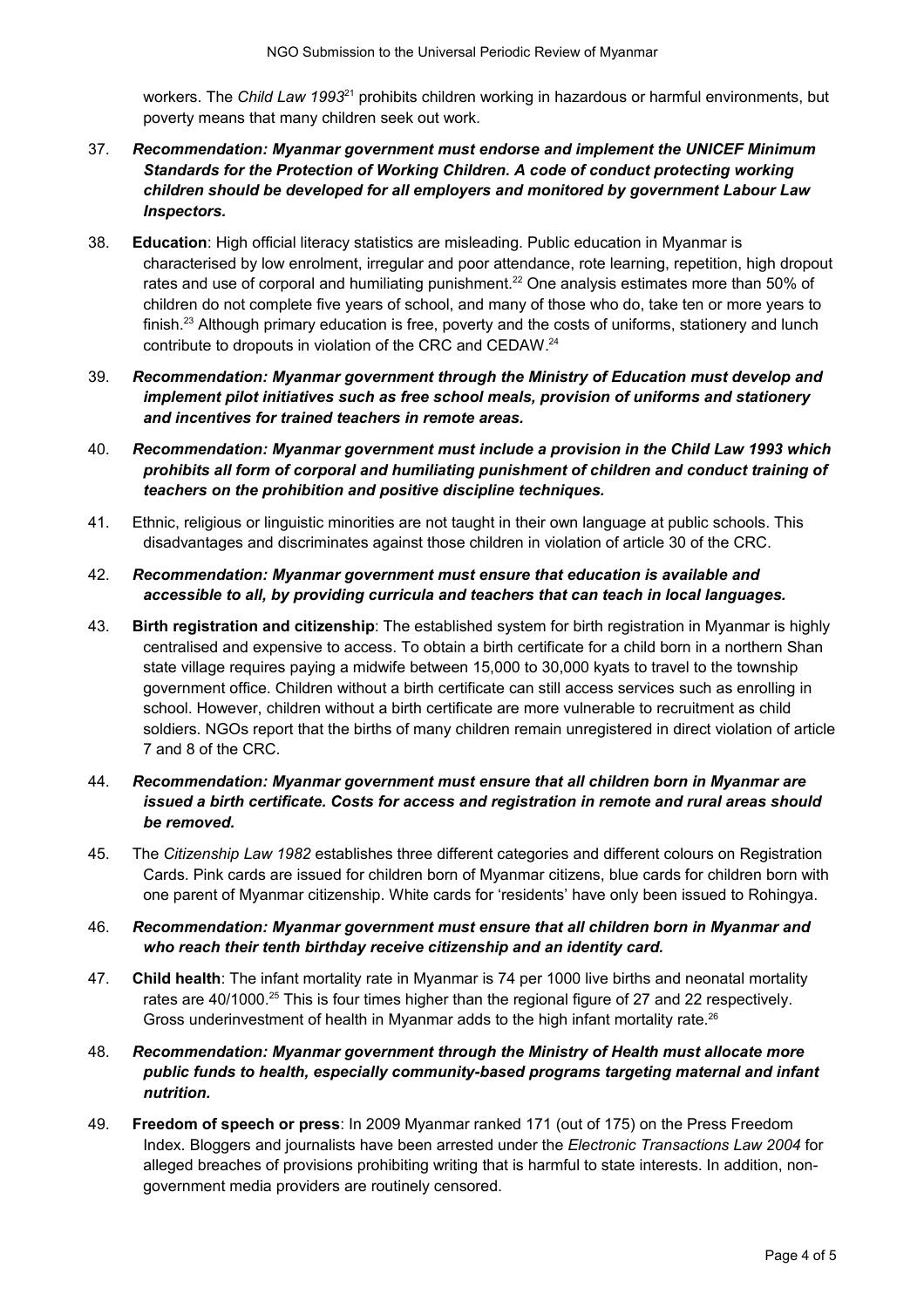workers. The *Child Law 1993*[21] prohibits children working in hazardous or harmful environments, but poverty means that many children seek out work.

37. ***Recommendation: Myanmar government must endorse and implement the UNICEF Minimum Standards for the Protection of Working Children. A code of conduct protecting working children should be developed for all employers and monitored by government Labour Law Inspectors.***

38. **Education**: High official literacy statistics are misleading. Public education in Myanmar is characterised by low enrolment, irregular and poor attendance, rote learning, repetition, high dropout rates and use of corporal and humiliating punishment.[22] One analysis estimates more than 50% of children do not complete five years of school, and many of those who do, take ten or more years to finish.[23] Although primary education is free, poverty and the costs of uniforms, stationery and lunch contribute to dropouts in violation of the CRC and CEDAW.[24]

39. ***Recommendation: Myanmar government through the Ministry of Education must develop and implement pilot initiatives such as free school meals, provision of uniforms and stationery and incentives for trained teachers in remote areas.***

40. ***Recommendation: Myanmar government must include a provision in the Child Law 1993 which prohibits all form of corporal and humiliating punishment of children and conduct training of teachers on the prohibition and positive discipline techniques.***

41. Ethnic, religious or linguistic minorities are not taught in their own language at public schools. This disadvantages and discriminates against those children in violation of article 30 of the CRC.

42. ***Recommendation: Myanmar government must ensure that education is available and accessible to all, by providing curricula and teachers that can teach in local languages.***

43. **Birth registration and citizenship**: The established system for birth registration in Myanmar is highly centralised and expensive to access. To obtain a birth certificate for a child born in a northern Shan state village requires paying a midwife between 15,000 to 30,000 kyats to travel to the township government office. Children without a birth certificate can still access services such as enrolling in school. However, children without a birth certificate are more vulnerable to recruitment as child soldiers. NGOs report that the births of many children remain unregistered in direct violation of article 7 and 8 of the CRC.

44. ***Recommendation: Myanmar government must ensure that all children born in Myanmar are issued a birth certificate. Costs for access and registration in remote and rural areas should be removed.***

45. The *Citizenship Law 1982* establishes three different categories and different colours on Registration Cards. Pink cards are issued for children born of Myanmar citizens, blue cards for children born with one parent of Myanmar citizenship. White cards for 'residents' have only been issued to Rohingya.

46. ***Recommendation: Myanmar government must ensure that all children born in Myanmar and who reach their tenth birthday receive citizenship and an identity card.***

47. **Child health**: The infant mortality rate in Myanmar is 74 per 1000 live births and neonatal mortality rates are 40/1000.[25] This is four times higher than the regional figure of 27 and 22 respectively. Gross underinvestment of health in Myanmar adds to the high infant mortality rate.[26]

48. ***Recommendation: Myanmar government through the Ministry of Health must allocate more public funds to health, especially community-based programs targeting maternal and infant nutrition.***

49. **Freedom of speech or press**: In 2009 Myanmar ranked 171 (out of 175) on the Press Freedom Index. Bloggers and journalists have been arrested under the *Electronic Transactions Law 2004* for alleged breaches of provisions prohibiting writing that is harmful to state interests. In addition, non-government media providers are routinely censored.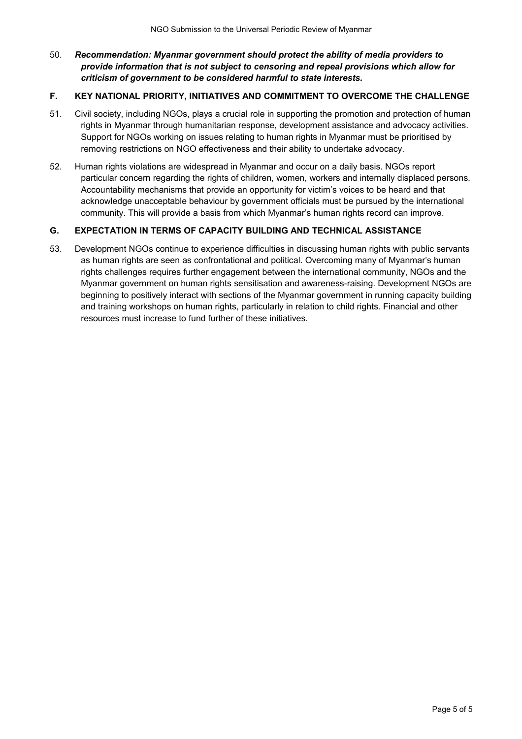50. ***Recommendation: Myanmar government should protect the ability of media providers to provide information that is not subject to censoring and repeal provisions which allow for criticism of government to be considered harmful to state interests.***

## F. KEY NATIONAL PRIORITY, INITIATIVES AND COMMITMENT TO OVERCOME THE CHALLENGE

51. Civil society, including NGOs, plays a crucial role in supporting the promotion and protection of human rights in Myanmar through humanitarian response, development assistance and advocacy activities. Support for NGOs working on issues relating to human rights in Myanmar must be prioritised by removing restrictions on NGO effectiveness and their ability to undertake advocacy.

52. Human rights violations are widespread in Myanmar and occur on a daily basis. NGOs report particular concern regarding the rights of children, women, workers and internally displaced persons. Accountability mechanisms that provide an opportunity for victim's voices to be heard and that acknowledge unacceptable behaviour by government officials must be pursued by the international community. This will provide a basis from which Myanmar's human rights record can improve.

## G. EXPECTATION IN TERMS OF CAPACITY BUILDING AND TECHNICAL ASSISTANCE

53. Development NGOs continue to experience difficulties in discussing human rights with public servants as human rights are seen as confrontational and political. Overcoming many of Myanmar's human rights challenges requires further engagement between the international community, NGOs and the Myanmar government on human rights sensitisation and awareness-raising. Development NGOs are beginning to positively interact with sections of the Myanmar government in running capacity building and training workshops on human rights, particularly in relation to child rights. Financial and other resources must increase to fund further of these initiatives.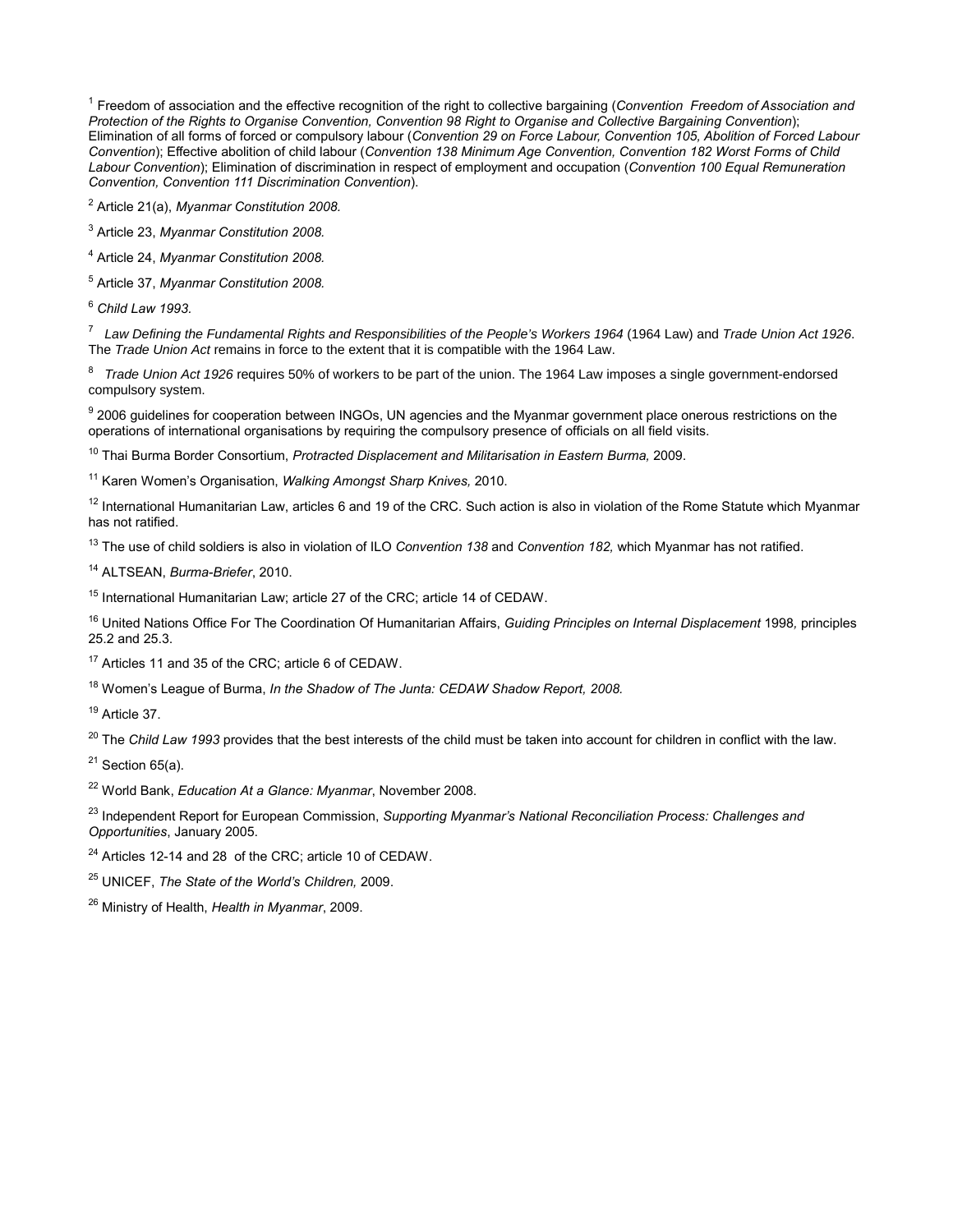[1] Freedom of association and the effective recognition of the right to collective bargaining (*Convention Freedom of Association and Protection of the Rights to Organise Convention, Convention 98 Right to Organise and Collective Bargaining Convention*); Elimination of all forms of forced or compulsory labour (*Convention 29 on Force Labour, Convention 105, Abolition of Forced Labour Convention*); Effective abolition of child labour (*Convention 138 Minimum Age Convention, Convention 182 Worst Forms of Child Labour Convention*); Elimination of discrimination in respect of employment and occupation (*Convention 100 Equal Remuneration Convention, Convention 111 Discrimination Convention*).

[2] Article 21(a), *Myanmar Constitution 2008.*

[3] Article 23, *Myanmar Constitution 2008.*

[4] Article 24, *Myanmar Constitution 2008.*

[5] Article 37, *Myanmar Constitution 2008.*

[6] *Child Law 1993.*

[7] *Law Defining the Fundamental Rights and Responsibilities of the People's Workers 1964* (1964 Law) and *Trade Union Act 1926*. The *Trade Union Act* remains in force to the extent that it is compatible with the 1964 Law.

[8] *Trade Union Act 1926* requires 50% of workers to be part of the union. The 1964 Law imposes a single government-endorsed compulsory system.

[9] 2006 guidelines for cooperation between INGOs, UN agencies and the Myanmar government place onerous restrictions on the operations of international organisations by requiring the compulsory presence of officials on all field visits.

[10] Thai Burma Border Consortium, *Protracted Displacement and Militarisation in Eastern Burma,* 2009.

[11] Karen Women's Organisation, *Walking Amongst Sharp Knives,* 2010.

[12] International Humanitarian Law, articles 6 and 19 of the CRC. Such action is also in violation of the Rome Statute which Myanmar has not ratified.

[13] The use of child soldiers is also in violation of ILO *Convention 138* and *Convention 182,* which Myanmar has not ratified.

[14] ALTSEAN, *Burma-Briefer*, 2010.

[15] International Humanitarian Law; article 27 of the CRC; article 14 of CEDAW.

[16] United Nations Office For The Coordination Of Humanitarian Affairs, *Guiding Principles on Internal Displacement* 1998*,* principles 25.2 and 25.3.

[17] Articles 11 and 35 of the CRC; article 6 of CEDAW.

[18] Women's League of Burma, *In the Shadow of The Junta: CEDAW Shadow Report, 2008.*

[19] Article 37.

[20] The *Child Law 1993* provides that the best interests of the child must be taken into account for children in conflict with the law.

[21] Section 65(a).

[22] World Bank, *Education At a Glance: Myanmar*, November 2008.

[23] Independent Report for European Commission, *Supporting Myanmar's National Reconciliation Process: Challenges and Opportunities*, January 2005.

[24] Articles 12-14 and 28 of the CRC; article 10 of CEDAW.

[25] UNICEF, *The State of the World's Children,* 2009.

[26] Ministry of Health, *Health in Myanmar*, 2009.